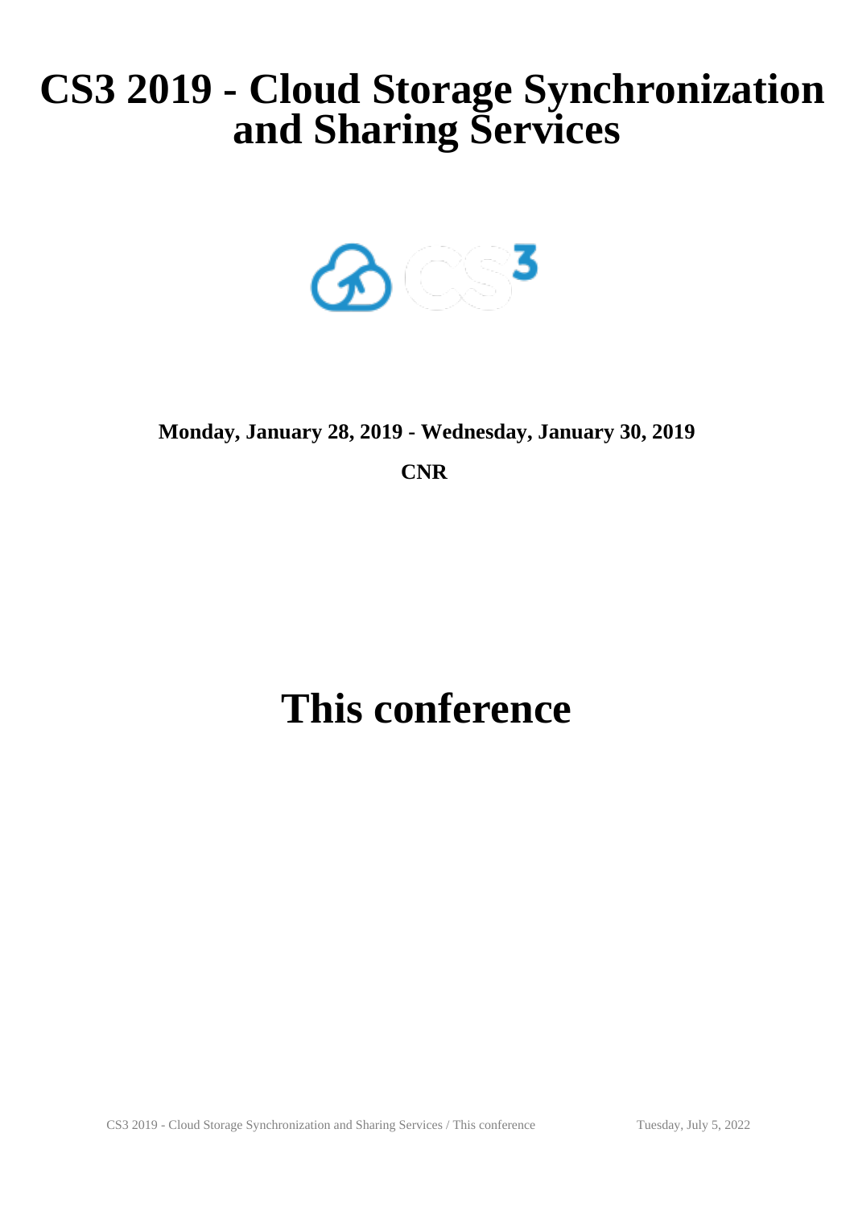# CS3 2019 - Cloud Storage Synchronization and Sharing Services

**Monday, January 28, 2019 - Wednesday, January 30, 2019**

**CNR**

# This conference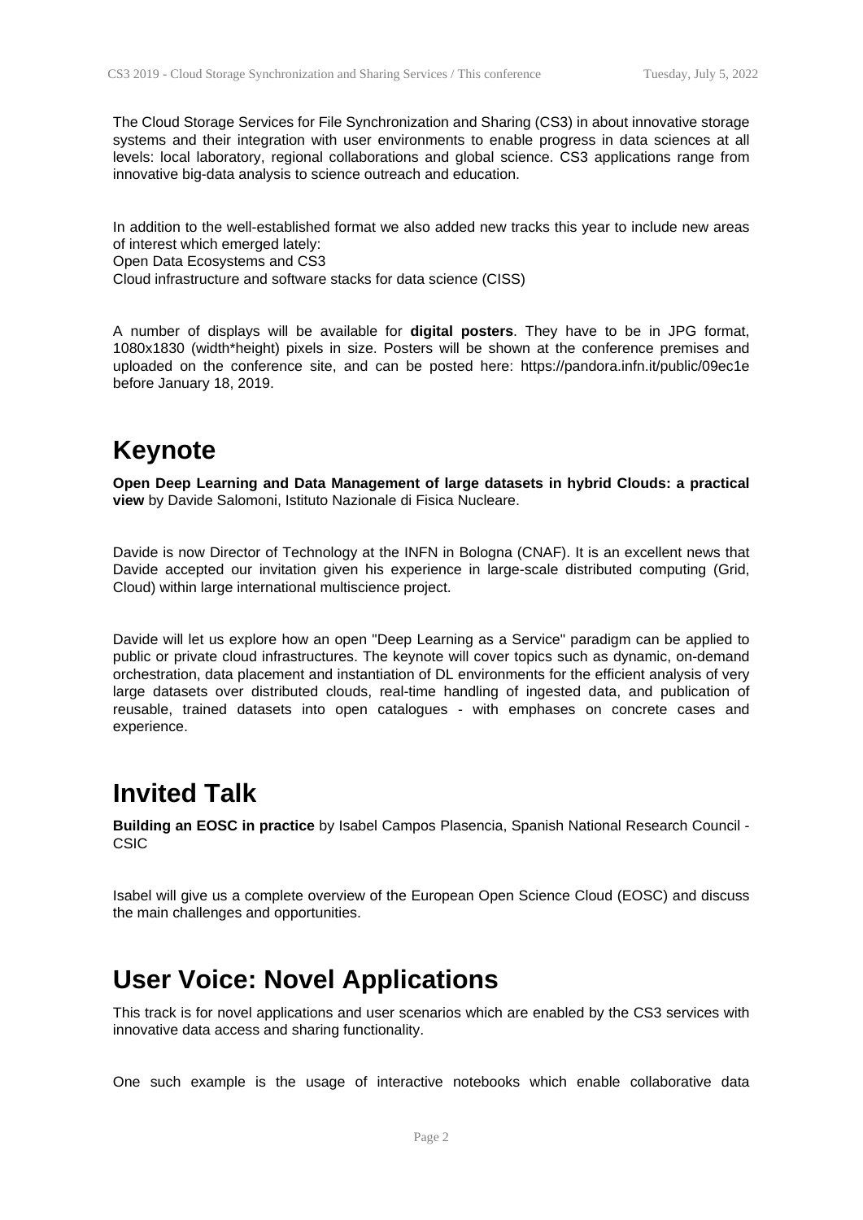The Cloud Storage Services for File Synchronization and Sharing (CS3) in about innovative storage systems and their integration with user environments to enable progress in data sciences at all levels: local laboratory, regional collaborations and global science. CS3 applications range from innovative big-data analysis to science outreach and education.

In addition to the well-established format we also added new tracks this year to include new areas of interest which emerged lately:
Open Data Ecosystems and CS3
Cloud infrastructure and software stacks for data science (CISS)

A number of displays will be available for **digital posters**. They have to be in JPG format, 1080x1830 (width*height) pixels in size. Posters will be shown at the conference premises and uploaded on the conference site, and can be posted here: https://pandora.infn.it/public/09ec1e before January 18, 2019.

## Keynote

**Open Deep Learning and Data Management of large datasets in hybrid Clouds: a practical view** by Davide Salomoni, Istituto Nazionale di Fisica Nucleare.

Davide is now Director of Technology at the INFN in Bologna (CNAF). It is an excellent news that Davide accepted our invitation given his experience in large-scale distributed computing (Grid, Cloud) within large international multiscience project.

Davide will let us explore how an open "Deep Learning as a Service" paradigm can be applied to public or private cloud infrastructures. The keynote will cover topics such as dynamic, on-demand orchestration, data placement and instantiation of DL environments for the efficient analysis of very large datasets over distributed clouds, real-time handling of ingested data, and publication of reusable, trained datasets into open catalogues - with emphases on concrete cases and experience.

## Invited Talk

**Building an EOSC in practice** by Isabel Campos Plasencia, Spanish National Research Council - CSIC

Isabel will give us a complete overview of the European Open Science Cloud (EOSC) and discuss the main challenges and opportunities.

## User Voice: Novel Applications

This track is for novel applications and user scenarios which are enabled by the CS3 services with innovative data access and sharing functionality.

One such example is the usage of interactive notebooks which enable collaborative data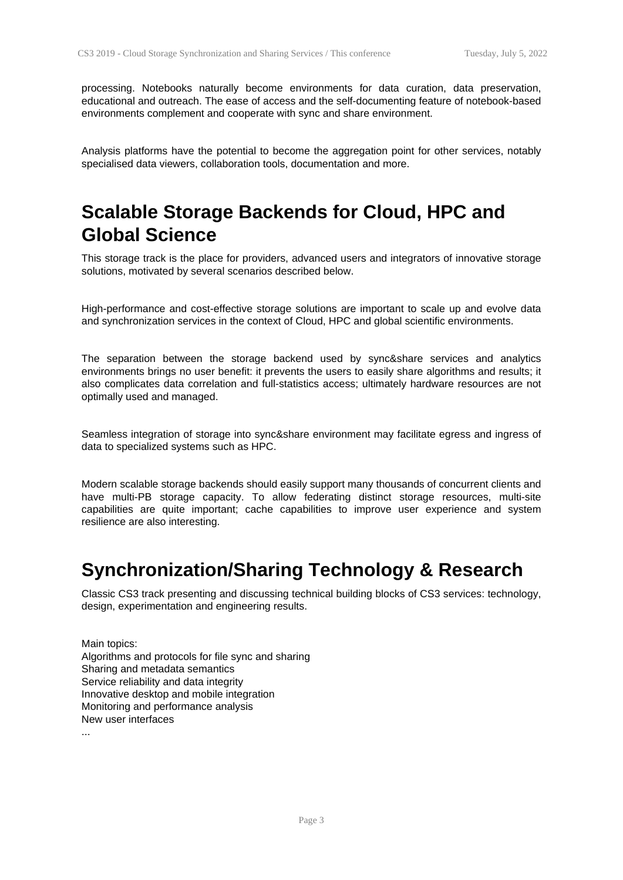processing. Notebooks naturally become environments for data curation, data preservation, educational and outreach. The ease of access and the self-documenting feature of notebook-based environments complement and cooperate with sync and share environment.

Analysis platforms have the potential to become the aggregation point for other services, notably specialised data viewers, collaboration tools, documentation and more.

# Scalable Storage Backends for Cloud, HPC and Global Science

This storage track is the place for providers, advanced users and integrators of innovative storage solutions, motivated by several scenarios described below.

High-performance and cost-effective storage solutions are important to scale up and evolve data and synchronization services in the context of Cloud, HPC and global scientific environments.

The separation between the storage backend used by sync&share services and analytics environments brings no user benefit: it prevents the users to easily share algorithms and results; it also complicates data correlation and full-statistics access; ultimately hardware resources are not optimally used and managed.

Seamless integration of storage into sync&share environment may facilitate egress and ingress of data to specialized systems such as HPC.

Modern scalable storage backends should easily support many thousands of concurrent clients and have multi-PB storage capacity. To allow federating distinct storage resources, multi-site capabilities are quite important; cache capabilities to improve user experience and system resilience are also interesting.

# Synchronization/Sharing Technology & Research

Classic CS3 track presenting and discussing technical building blocks of CS3 services: technology, design, experimentation and engineering results.

Main topics:
Algorithms and protocols for file sync and sharing
Sharing and metadata semantics
Service reliability and data integrity
Innovative desktop and mobile integration
Monitoring and performance analysis
New user interfaces
...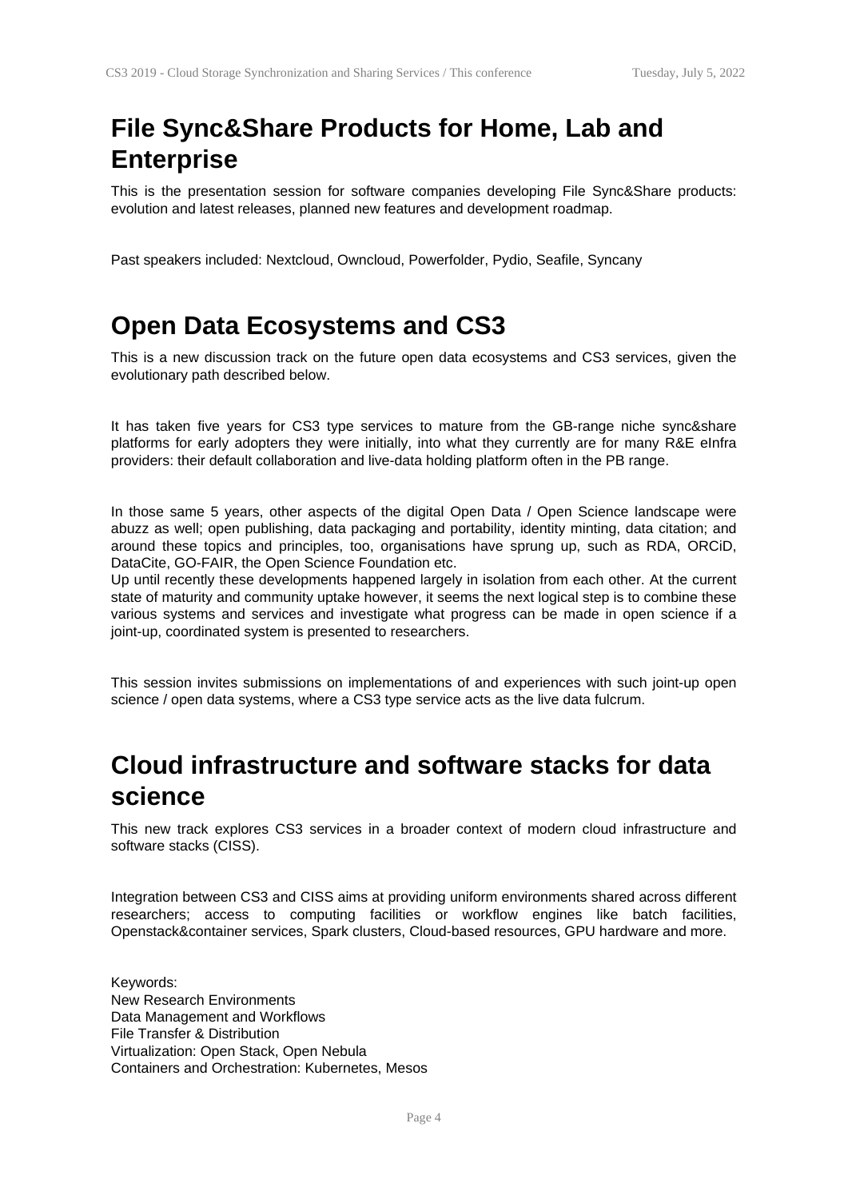## File Sync&Share Products for Home, Lab and Enterprise

This is the presentation session for software companies developing File Sync&Share products: evolution and latest releases, planned new features and development roadmap.

Past speakers included: Nextcloud, Owncloud, Powerfolder, Pydio, Seafile, Syncany

## Open Data Ecosystems and CS3

This is a new discussion track on the future open data ecosystems and CS3 services, given the evolutionary path described below.

It has taken five years for CS3 type services to mature from the GB-range niche sync&share platforms for early adopters they were initially, into what they currently are for many R&E eInfra providers: their default collaboration and live-data holding platform often in the PB range.

In those same 5 years, other aspects of the digital Open Data / Open Science landscape were abuzz as well; open publishing, data packaging and portability, identity minting, data citation; and around these topics and principles, too, organisations have sprung up, such as RDA, ORCiD, DataCite, GO-FAIR, the Open Science Foundation etc.
Up until recently these developments happened largely in isolation from each other. At the current state of maturity and community uptake however, it seems the next logical step is to combine these various systems and services and investigate what progress can be made in open science if a joint-up, coordinated system is presented to researchers.

This session invites submissions on implementations of and experiences with such joint-up open science / open data systems, where a CS3 type service acts as the live data fulcrum.

## Cloud infrastructure and software stacks for data science

This new track explores CS3 services in a broader context of modern cloud infrastructure and software stacks (CISS).

Integration between CS3 and CISS aims at providing uniform environments shared across different researchers; access to computing facilities or workflow engines like batch facilities, Openstack&container services, Spark clusters, Cloud-based resources, GPU hardware and more.

Keywords:
New Research Environments
Data Management and Workflows
File Transfer & Distribution
Virtualization: Open Stack, Open Nebula
Containers and Orchestration: Kubernetes, Mesos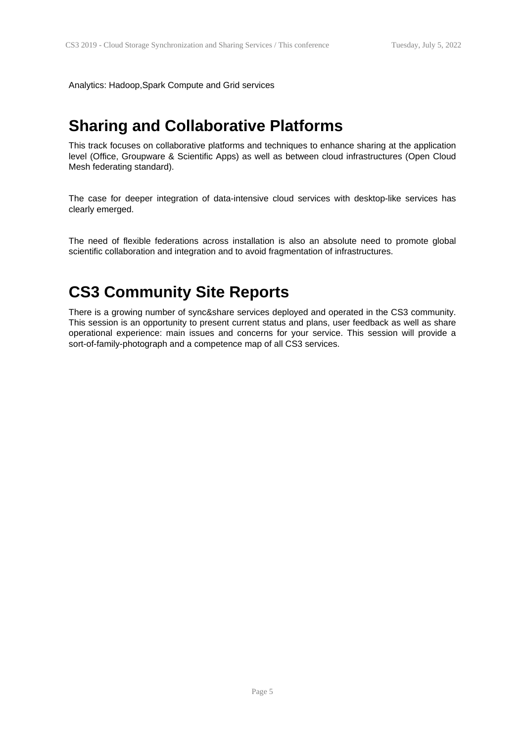Analytics: Hadoop,Spark Compute and Grid services

# Sharing and Collaborative Platforms

This track focuses on collaborative platforms and techniques to enhance sharing at the application level (Office, Groupware & Scientific Apps) as well as between cloud infrastructures (Open Cloud Mesh federating standard).

The case for deeper integration of data-intensive cloud services with desktop-like services has clearly emerged.

The need of flexible federations across installation is also an absolute need to promote global scientific collaboration and integration and to avoid fragmentation of infrastructures.

# CS3 Community Site Reports

There is a growing number of sync&share services deployed and operated in the CS3 community. This session is an opportunity to present current status and plans, user feedback as well as share operational experience: main issues and concerns for your service. This session will provide a sort-of-family-photograph and a competence map of all CS3 services.